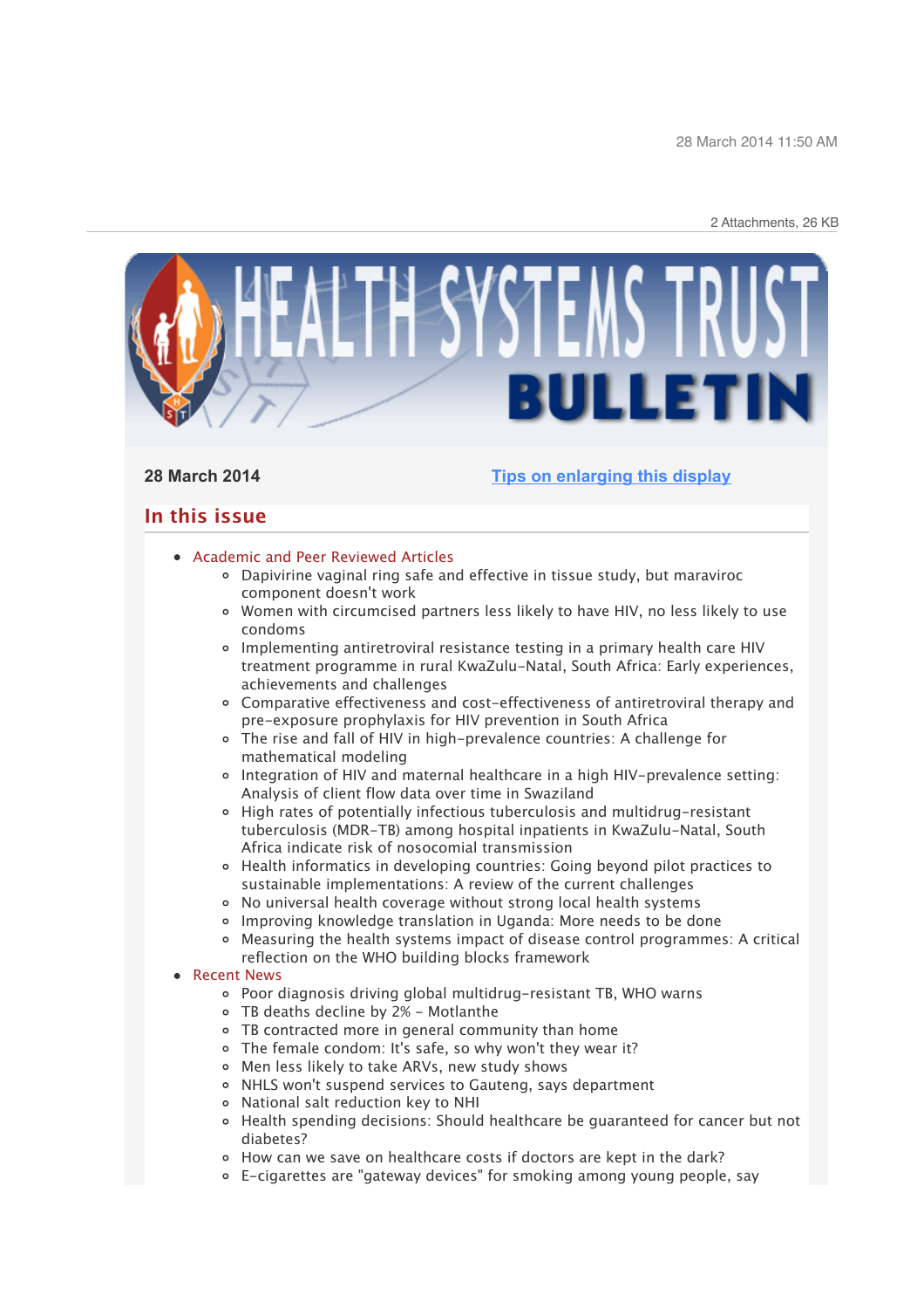28 March 2014 11:50 AM

2 Attachments, 26 KB

# HEALTH SYSTEMS TRUST BULLETIN

**28 March 2014**

[Tips on enlarging this display]

## In this issue

- Academic and Peer Reviewed Articles
  - Dapivirine vaginal ring safe and effective in tissue study, but maraviroc component doesn't work
  - Women with circumcised partners less likely to have HIV, no less likely to use condoms
  - Implementing antiretroviral resistance testing in a primary health care HIV treatment programme in rural KwaZulu-Natal, South Africa: Early experiences, achievements and challenges
  - Comparative effectiveness and cost-effectiveness of antiretroviral therapy and pre-exposure prophylaxis for HIV prevention in South Africa
  - The rise and fall of HIV in high-prevalence countries: A challenge for mathematical modeling
  - Integration of HIV and maternal healthcare in a high HIV-prevalence setting: Analysis of client flow data over time in Swaziland
  - High rates of potentially infectious tuberculosis and multidrug-resistant tuberculosis (MDR-TB) among hospital inpatients in KwaZulu-Natal, South Africa indicate risk of nosocomial transmission
  - Health informatics in developing countries: Going beyond pilot practices to sustainable implementations: A review of the current challenges
  - No universal health coverage without strong local health systems
  - Improving knowledge translation in Uganda: More needs to be done
  - Measuring the health systems impact of disease control programmes: A critical reflection on the WHO building blocks framework
- Recent News
  - Poor diagnosis driving global multidrug-resistant TB, WHO warns
  - TB deaths decline by 2% - Motlanthe
  - TB contracted more in general community than home
  - The female condom: It's safe, so why won't they wear it?
  - Men less likely to take ARVs, new study shows
  - NHLS won't suspend services to Gauteng, says department
  - National salt reduction key to NHI
  - Health spending decisions: Should healthcare be guaranteed for cancer but not diabetes?
  - How can we save on healthcare costs if doctors are kept in the dark?
  - E-cigarettes are "gateway devices" for smoking among young people, say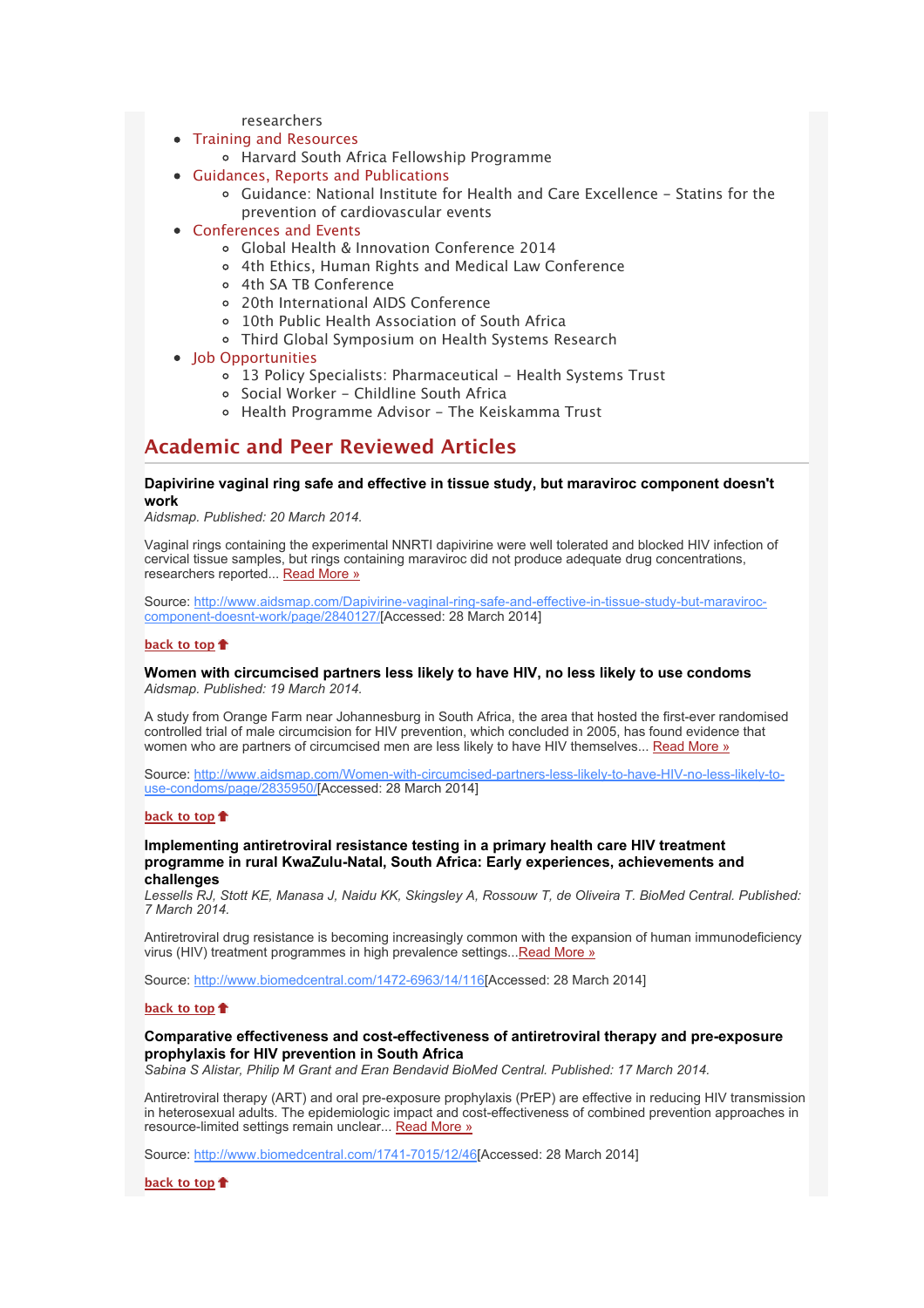researchers

- Training and Resources
    - Harvard South Africa Fellowship Programme
- Guidances, Reports and Publications
    - Guidance: National Institute for Health and Care Excellence – Statins for the prevention of cardiovascular events
- Conferences and Events
    - Global Health & Innovation Conference 2014
    - 4th Ethics, Human Rights and Medical Law Conference
    - 4th SA TB Conference
    - 20th International AIDS Conference
    - 10th Public Health Association of South Africa
    - Third Global Symposium on Health Systems Research
- Job Opportunities
    - 13 Policy Specialists: Pharmaceutical – Health Systems Trust
    - Social Worker – Childline South Africa
    - Health Programme Advisor – The Keiskamma Trust

## Academic and Peer Reviewed Articles

**Dapivirine vaginal ring safe and effective in tissue study, but maraviroc component doesn't work**
*Aidsmap. Published: 20 March 2014.*

Vaginal rings containing the experimental NNRTI dapivirine were well tolerated and blocked HIV infection of cervical tissue samples, but rings containing maraviroc did not produce adequate drug concentrations, researchers reported... Read More »

Source: http://www.aidsmap.com/Dapivirine-vaginal-ring-safe-and-effective-in-tissue-study-but-maraviroc-component-doesnt-work/page/2840127/[Accessed: 28 March 2014]

back to top

**Women with circumcised partners less likely to have HIV, no less likely to use condoms**
*Aidsmap. Published: 19 March 2014.*

A study from Orange Farm near Johannesburg in South Africa, the area that hosted the first-ever randomised controlled trial of male circumcision for HIV prevention, which concluded in 2005, has found evidence that women who are partners of circumcised men are less likely to have HIV themselves... Read More »

Source: http://www.aidsmap.com/Women-with-circumcised-partners-less-likely-to-have-HIV-no-less-likely-to-use-condoms/page/2835950/[Accessed: 28 March 2014]

back to top

**Implementing antiretroviral resistance testing in a primary health care HIV treatment programme in rural KwaZulu-Natal, South Africa: Early experiences, achievements and challenges**
*Lessells RJ, Stott KE, Manasa J, Naidu KK, Skingsley A, Rossouw T, de Oliveira T. BioMed Central. Published: 7 March 2014.*

Antiretroviral drug resistance is becoming increasingly common with the expansion of human immunodeficiency virus (HIV) treatment programmes in high prevalence settings...Read More »

Source: http://www.biomedcentral.com/1472-6963/14/116[Accessed: 28 March 2014]

back to top

**Comparative effectiveness and cost-effectiveness of antiretroviral therapy and pre-exposure prophylaxis for HIV prevention in South Africa**
*Sabina S Alistar, Philip M Grant and Eran Bendavid BioMed Central. Published: 17 March 2014.*

Antiretroviral therapy (ART) and oral pre-exposure prophylaxis (PrEP) are effective in reducing HIV transmission in heterosexual adults. The epidemiologic impact and cost-effectiveness of combined prevention approaches in resource-limited settings remain unclear... Read More »

Source: http://www.biomedcentral.com/1741-7015/12/46[Accessed: 28 March 2014]

back to top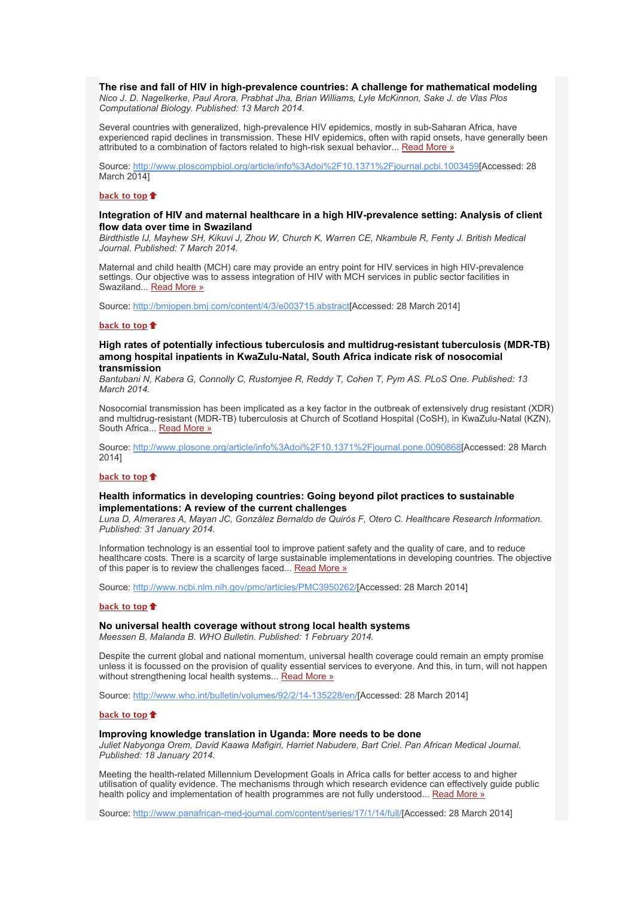**The rise and fall of HIV in high-prevalence countries: A challenge for mathematical modeling**
*Nico J. D. Nagelkerke, Paul Arora, Prabhat Jha, Brian Williams, Lyle McKinnon, Sake J. de Vlas Plos Computational Biology. Published: 13 March 2014.*

Several countries with generalized, high-prevalence HIV epidemics, mostly in sub-Saharan Africa, have experienced rapid declines in transmission. These HIV epidemics, often with rapid onsets, have generally been attributed to a combination of factors related to high-risk sexual behavior... [Read More »](http://www.ploscompbiol.org/article/info%3Adoi%2F10.1371%2Fjournal.pcbi.1003459)

Source: [http://www.ploscompbiol.org/article/info%3Adoi%2F10.1371%2Fjournal.pcbi.1003459](http://www.ploscompbiol.org/article/info%3Adoi%2F10.1371%2Fjournal.pcbi.1003459)[Accessed: 28 March 2014]

**back to top**

**Integration of HIV and maternal healthcare in a high HIV-prevalence setting: Analysis of client flow data over time in Swaziland**
*Birdthistle IJ, Mayhew SH, Kikuvi J, Zhou W, Church K, Warren CE, Nkambule R, Fenty J. British Medical Journal. Published: 7 March 2014.*

Maternal and child health (MCH) care may provide an entry point for HIV services in high HIV-prevalence settings. Our objective was to assess integration of HIV with MCH services in public sector facilities in Swaziland... [Read More »](http://bmjopen.bmj.com/content/4/3/e003715.abstract)

Source: [http://bmjopen.bmj.com/content/4/3/e003715.abstract](http://bmjopen.bmj.com/content/4/3/e003715.abstract)[Accessed: 28 March 2014]

**back to top**

**High rates of potentially infectious tuberculosis and multidrug-resistant tuberculosis (MDR-TB) among hospital inpatients in KwaZulu-Natal, South Africa indicate risk of nosocomial transmission**
*Bantubani N, Kabera G, Connolly C, Rustomjee R, Reddy T, Cohen T, Pym AS. PLoS One. Published: 13 March 2014.*

Nosocomial transmission has been implicated as a key factor in the outbreak of extensively drug resistant (XDR) and multidrug-resistant (MDR-TB) tuberculosis at Church of Scotland Hospital (CoSH), in KwaZulu-Natal (KZN), South Africa... [Read More »](http://www.plosone.org/article/info%3Adoi%2F10.1371%2Fjournal.pone.0090868)

Source: [http://www.plosone.org/article/info%3Adoi%2F10.1371%2Fjournal.pone.0090868](http://www.plosone.org/article/info%3Adoi%2F10.1371%2Fjournal.pone.0090868)[Accessed: 28 March 2014]

**back to top**

**Health informatics in developing countries: Going beyond pilot practices to sustainable implementations: A review of the current challenges**
*Luna D, Almerares A, Mayan JC, González Bernaldo de Quirós F, Otero C. Healthcare Research Information. Published: 31 January 2014.*

Information technology is an essential tool to improve patient safety and the quality of care, and to reduce healthcare costs. There is a scarcity of large sustainable implementations in developing countries. The objective of this paper is to review the challenges faced... [Read More »](http://www.ncbi.nlm.nih.gov/pmc/articles/PMC3950262/)

Source: [http://www.ncbi.nlm.nih.gov/pmc/articles/PMC3950262/](http://www.ncbi.nlm.nih.gov/pmc/articles/PMC3950262/)[Accessed: 28 March 2014]

**back to top**

**No universal health coverage without strong local health systems**
*Meessen B, Malanda B. WHO Bulletin. Published: 1 February 2014.*

Despite the current global and national momentum, universal health coverage could remain an empty promise unless it is focussed on the provision of quality essential services to everyone. And this, in turn, will not happen without strengthening local health systems... [Read More »](http://www.who.int/bulletin/volumes/92/2/14-135228/en/)

Source: [http://www.who.int/bulletin/volumes/92/2/14-135228/en/](http://www.who.int/bulletin/volumes/92/2/14-135228/en/)[Accessed: 28 March 2014]

**back to top**

**Improving knowledge translation in Uganda: More needs to be done**
*Juliet Nabyonga Orem, David Kaawa Mafigiri, Harriet Nabudere, Bart Criel. Pan African Medical Journal. Published: 18 January 2014.*

Meeting the health-related Millennium Development Goals in Africa calls for better access to and higher utilisation of quality evidence. The mechanisms through which research evidence can effectively guide public health policy and implementation of health programmes are not fully understood... [Read More »](http://www.panafrican-med-journal.com/content/series/17/1/14/full/)

Source: [http://www.panafrican-med-journal.com/content/series/17/1/14/full/](http://www.panafrican-med-journal.com/content/series/17/1/14/full/)[Accessed: 28 March 2014]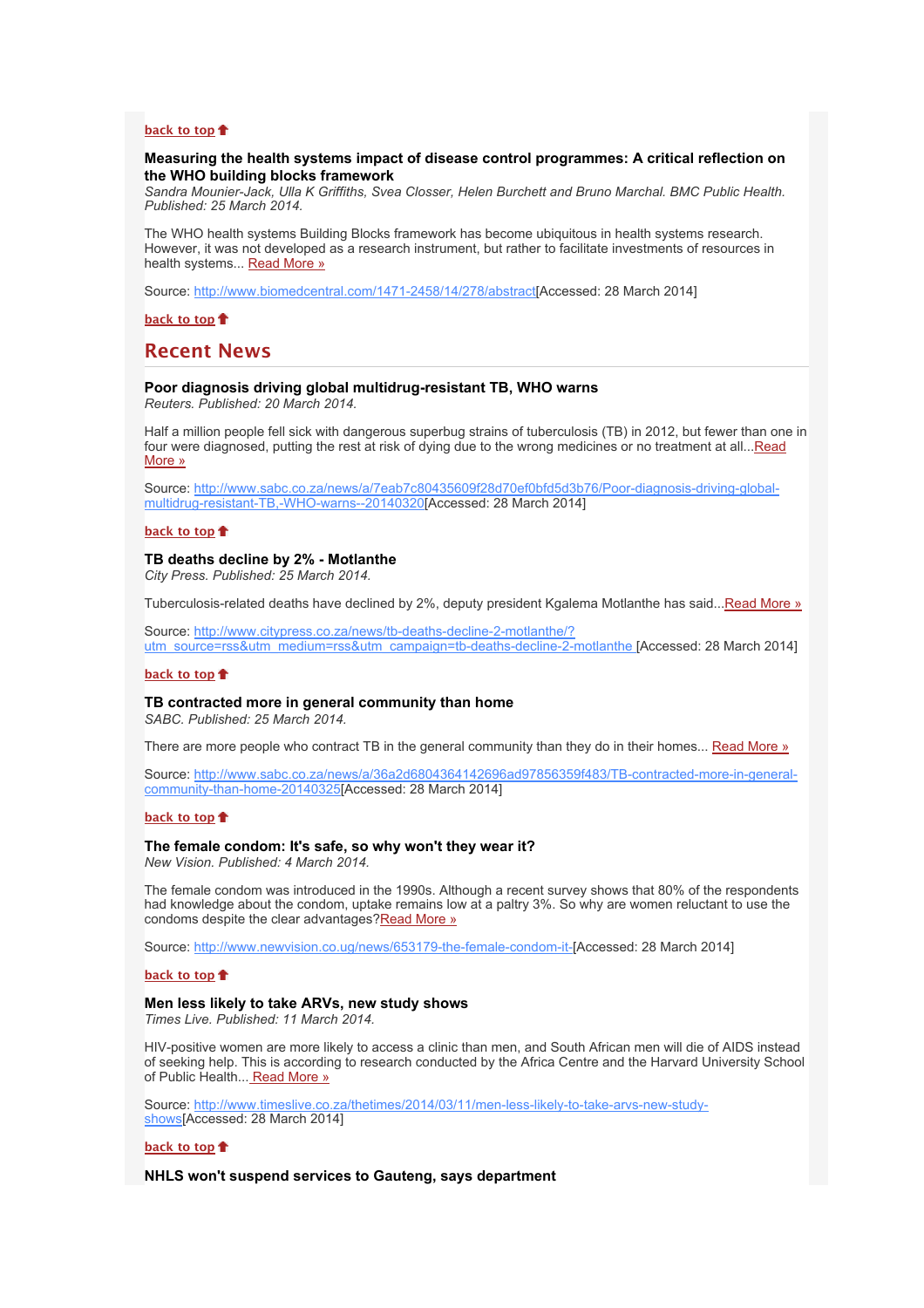back to top

**Measuring the health systems impact of disease control programmes: A critical reflection on the WHO building blocks framework**
*Sandra Mounier-Jack, Ulla K Griffiths, Svea Closser, Helen Burchett and Bruno Marchal. BMC Public Health. Published: 25 March 2014.*

The WHO health systems Building Blocks framework has become ubiquitous in health systems research. However, it was not developed as a research instrument, but rather to facilitate investments of resources in health systems... Read More »

Source: http://www.biomedcentral.com/1471-2458/14/278/abstract[Accessed: 28 March 2014]

back to top

## Recent News

**Poor diagnosis driving global multidrug-resistant TB, WHO warns**
*Reuters. Published: 20 March 2014.*

Half a million people fell sick with dangerous superbug strains of tuberculosis (TB) in 2012, but fewer than one in four were diagnosed, putting the rest at risk of dying due to the wrong medicines or no treatment at all...Read More »

Source: http://www.sabc.co.za/news/a/7eab7c80435609f28d70ef0bfd5d3b76/Poor-diagnosis-driving-global-multidrug-resistant-TB,-WHO-warns--20140320[Accessed: 28 March 2014]

back to top

**TB deaths decline by 2% - Motlanthe**
*City Press. Published: 25 March 2014.*

Tuberculosis-related deaths have declined by 2%, deputy president Kgalema Motlanthe has said...Read More »

Source: http://www.citypress.co.za/news/tb-deaths-decline-2-motlanthe/?utm_source=rss&utm_medium=rss&utm_campaign=tb-deaths-decline-2-motlanthe [Accessed: 28 March 2014]

back to top

**TB contracted more in general community than home**
*SABC. Published: 25 March 2014.*

There are more people who contract TB in the general community than they do in their homes... Read More »

Source: http://www.sabc.co.za/news/a/36a2d6804364142696ad97856359f483/TB-contracted-more-in-general-community-than-home-20140325[Accessed: 28 March 2014]

back to top

**The female condom: It's safe, so why won't they wear it?**
*New Vision. Published: 4 March 2014.*

The female condom was introduced in the 1990s. Although a recent survey shows that 80% of the respondents had knowledge about the condom, uptake remains low at a paltry 3%. So why are women reluctant to use the condoms despite the clear advantages?Read More »

Source: http://www.newvision.co.ug/news/653179-the-female-condom-it-[Accessed: 28 March 2014]

back to top

**Men less likely to take ARVs, new study shows**
*Times Live. Published: 11 March 2014.*

HIV-positive women are more likely to access a clinic than men, and South African men will die of AIDS instead of seeking help. This is according to research conducted by the Africa Centre and the Harvard University School of Public Health... Read More »

Source: http://www.timeslive.co.za/thetimes/2014/03/11/men-less-likely-to-take-arvs-new-study-shows[Accessed: 28 March 2014]

back to top

**NHLS won't suspend services to Gauteng, says department**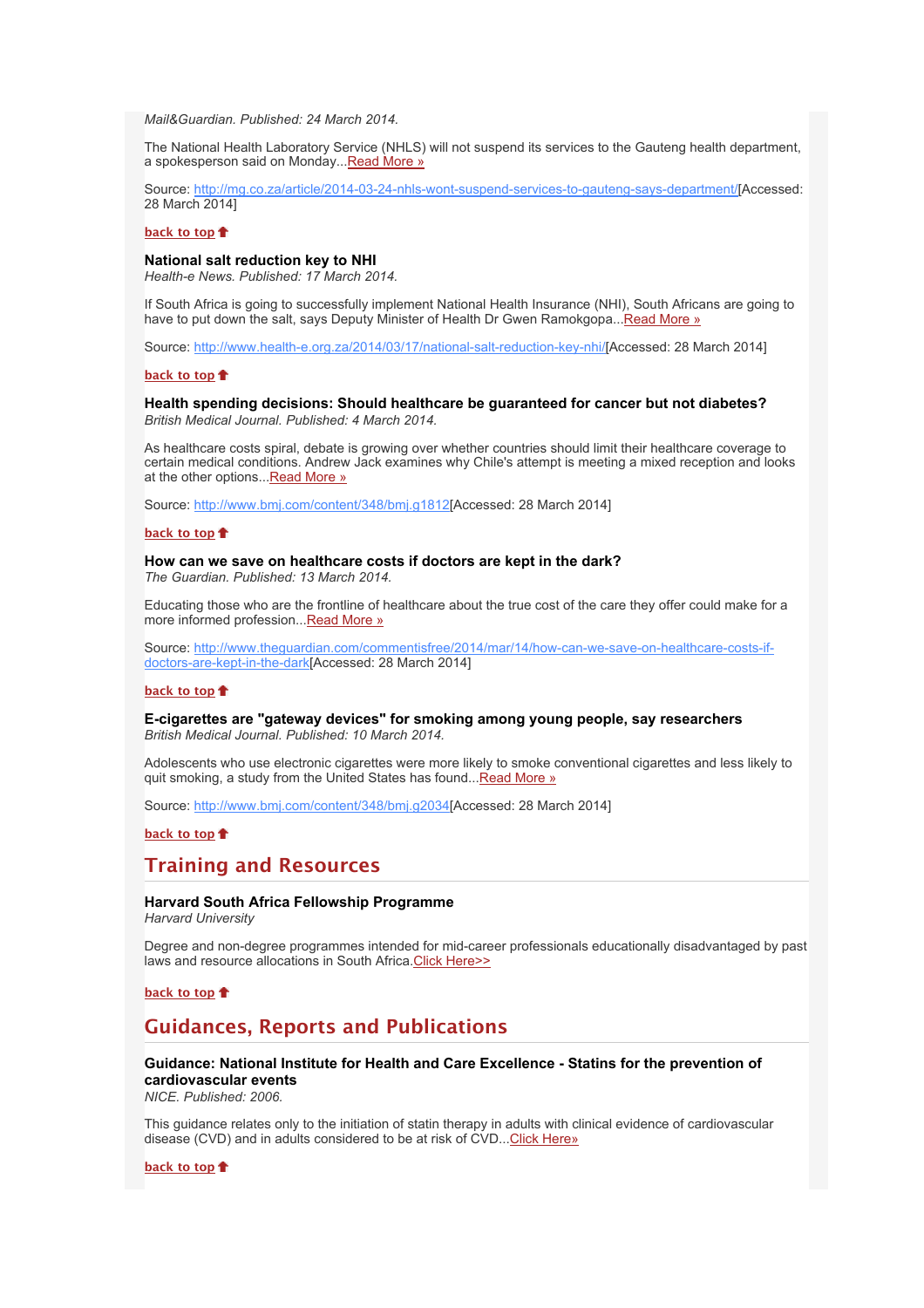*Mail&Guardian. Published: 24 March 2014.*

The National Health Laboratory Service (NHLS) will not suspend its services to the Gauteng health department, a spokesperson said on Monday...[Read More »](http://mg.co.za/article/2014-03-24-nhls-wont-suspend-services-to-gauteng-says-department/)

Source: [http://mg.co.za/article/2014-03-24-nhls-wont-suspend-services-to-gauteng-says-department/](http://mg.co.za/article/2014-03-24-nhls-wont-suspend-services-to-gauteng-says-department/)[Accessed: 28 March 2014]

**back to top**

**National salt reduction key to NHI**
*Health-e News. Published: 17 March 2014.*

If South Africa is going to successfully implement National Health Insurance (NHI), South Africans are going to have to put down the salt, says Deputy Minister of Health Dr Gwen Ramokgopa...[Read More »](http://www.health-e.org.za/2014/03/17/national-salt-reduction-key-nhi/)

Source: [http://www.health-e.org.za/2014/03/17/national-salt-reduction-key-nhi/](http://www.health-e.org.za/2014/03/17/national-salt-reduction-key-nhi/)[Accessed: 28 March 2014]

**back to top**

**Health spending decisions: Should healthcare be guaranteed for cancer but not diabetes?**
*British Medical Journal. Published: 4 March 2014.*

As healthcare costs spiral, debate is growing over whether countries should limit their healthcare coverage to certain medical conditions. Andrew Jack examines why Chile's attempt is meeting a mixed reception and looks at the other options...[Read More »](http://www.bmj.com/content/348/bmj.g1812)

Source: [http://www.bmj.com/content/348/bmj.g1812](http://www.bmj.com/content/348/bmj.g1812)[Accessed: 28 March 2014]

**back to top**

**How can we save on healthcare costs if doctors are kept in the dark?**
*The Guardian. Published: 13 March 2014.*

Educating those who are the frontline of healthcare about the true cost of the care they offer could make for a more informed profession...[Read More »](http://www.theguardian.com/commentisfree/2014/mar/14/how-can-we-save-on-healthcare-costs-if-doctors-are-kept-in-the-dark)

Source: [http://www.theguardian.com/commentisfree/2014/mar/14/how-can-we-save-on-healthcare-costs-if-doctors-are-kept-in-the-dark](http://www.theguardian.com/commentisfree/2014/mar/14/how-can-we-save-on-healthcare-costs-if-doctors-are-kept-in-the-dark)[Accessed: 28 March 2014]

**back to top**

**E-cigarettes are "gateway devices" for smoking among young people, say researchers**
*British Medical Journal. Published: 10 March 2014.*

Adolescents who use electronic cigarettes were more likely to smoke conventional cigarettes and less likely to quit smoking, a study from the United States has found...[Read More »](http://www.bmj.com/content/348/bmj.g2034)

Source: [http://www.bmj.com/content/348/bmj.g2034](http://www.bmj.com/content/348/bmj.g2034)[Accessed: 28 March 2014]

**back to top**

## Training and Resources

**Harvard South Africa Fellowship Programme**
*Harvard University*

Degree and non-degree programmes intended for mid-career professionals educationally disadvantaged by past laws and resource allocations in South Africa.Click Here>>

**back to top**

## Guidances, Reports and Publications

**Guidance: National Institute for Health and Care Excellence - Statins for the prevention of cardiovascular events**
*NICE. Published: 2006.*

This guidance relates only to the initiation of statin therapy in adults with clinical evidence of cardiovascular disease (CVD) and in adults considered to be at risk of CVD...Click Here»

**back to top**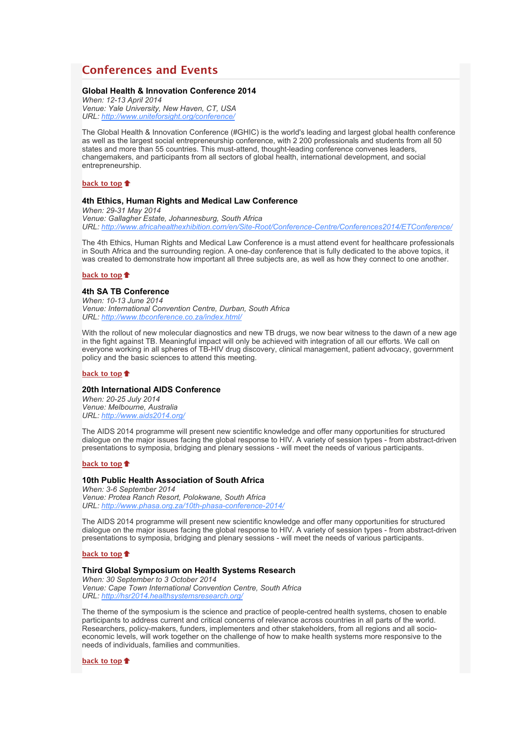## Conferences and Events

### Global Health & Innovation Conference 2014

*When: 12-13 April 2014*
*Venue: Yale University, New Haven, CT, USA*
*URL: http://www.uniteforsight.org/conference/*

The Global Health & Innovation Conference (#GHIC) is the world's leading and largest global health conference as well as the largest social entrepreneurship conference, with 2 200 professionals and students from all 50 states and more than 55 countries. This must-attend, thought-leading conference convenes leaders, changemakers, and participants from all sectors of global health, international development, and social entrepreneurship.

back to top

### 4th Ethics, Human Rights and Medical Law Conference

*When: 29-31 May 2014*
*Venue: Gallagher Estate, Johannesburg, South Africa*
*URL: http://www.africahealthexhibition.com/en/Site-Root/Conference-Centre/Conferences2014/ETConference/*

The 4th Ethics, Human Rights and Medical Law Conference is a must attend event for healthcare professionals in South Africa and the surrounding region. A one-day conference that is fully dedicated to the above topics, it was created to demonstrate how important all three subjects are, as well as how they connect to one another.

back to top

### 4th SA TB Conference

*When: 10-13 June 2014*
*Venue: International Convention Centre, Durban, South Africa*
*URL: http://www.tbconference.co.za/index.html/*

With the rollout of new molecular diagnostics and new TB drugs, we now bear witness to the dawn of a new age in the fight against TB. Meaningful impact will only be achieved with integration of all our efforts. We call on everyone working in all spheres of TB-HIV drug discovery, clinical management, patient advocacy, government policy and the basic sciences to attend this meeting.

back to top

### 20th International AIDS Conference

*When: 20-25 July 2014*
*Venue: Melbourne, Australia*
*URL: http://www.aids2014.org/*

The AIDS 2014 programme will present new scientific knowledge and offer many opportunities for structured dialogue on the major issues facing the global response to HIV. A variety of session types - from abstract-driven presentations to symposia, bridging and plenary sessions - will meet the needs of various participants.

back to top

### 10th Public Health Association of South Africa

*When: 3-6 September 2014*
*Venue: Protea Ranch Resort, Polokwane, South Africa*
*URL: http://www.phasa.org.za/10th-phasa-conference-2014/*

The AIDS 2014 programme will present new scientific knowledge and offer many opportunities for structured dialogue on the major issues facing the global response to HIV. A variety of session types - from abstract-driven presentations to symposia, bridging and plenary sessions - will meet the needs of various participants.

back to top

### Third Global Symposium on Health Systems Research

*When: 30 September to 3 October 2014*
*Venue: Cape Town International Convention Centre, South Africa*
*URL: http://hsr2014.healthsystemsresearch.org/*

The theme of the symposium is the science and practice of people-centred health systems, chosen to enable participants to address current and critical concerns of relevance across countries in all parts of the world. Researchers, policy-makers, funders, implementers and other stakeholders, from all regions and all socio-economic levels, will work together on the challenge of how to make health systems more responsive to the needs of individuals, families and communities.

back to top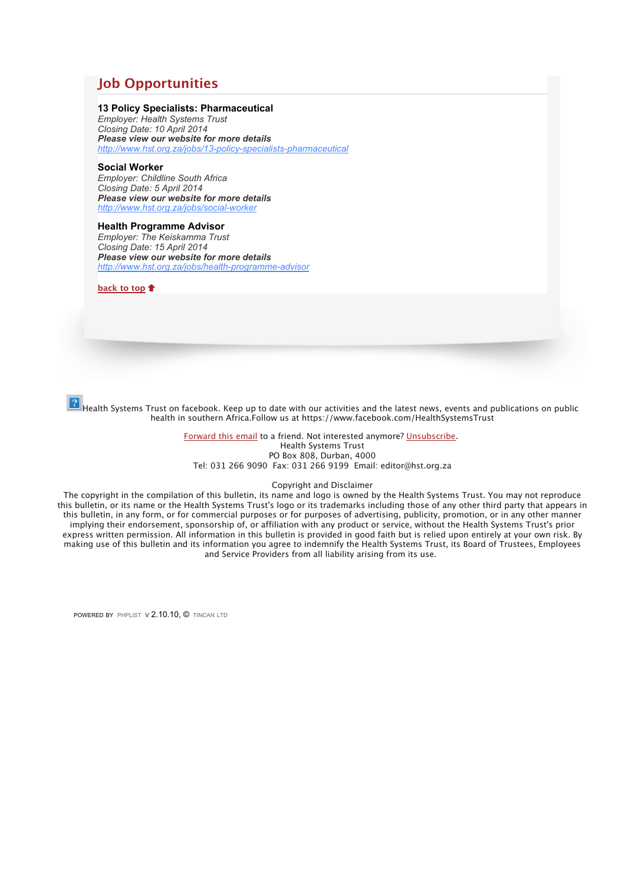## Job Opportunities

**13 Policy Specialists: Pharmaceutical**
*Employer: Health Systems Trust*
*Closing Date: 10 April 2014*
***Please view our website for more details***
*http://www.hst.org.za/jobs/13-policy-specialists-pharmaceutical*

**Social Worker**
*Employer: Childline South Africa*
*Closing Date: 5 April 2014*
***Please view our website for more details***
*http://www.hst.org.za/jobs/social-worker*

**Health Programme Advisor**
*Employer: The Keiskamma Trust*
*Closing Date: 15 April 2014*
***Please view our website for more details***
*http://www.hst.org.za/jobs/health-programme-advisor*

back to top

Health Systems Trust on facebook. Keep up to date with our activities and the latest news, events and publications on public health in southern Africa.Follow us at https://www.facebook.com/HealthSystemsTrust

Forward this email to a friend. Not interested anymore? Unsubscribe.
Health Systems Trust
PO Box 808, Durban, 4000
Tel: 031 266 9090 Fax: 031 266 9199 Email: editor@hst.org.za

Copyright and Disclaimer
The copyright in the compilation of this bulletin, its name and logo is owned by the Health Systems Trust. You may not reproduce this bulletin, or its name or the Health Systems Trust's logo or its trademarks including those of any other third party that appears in this bulletin, in any form, or for commercial purposes or for purposes of advertising, publicity, promotion, or in any other manner implying their endorsement, sponsorship of, or affiliation with any product or service, without the Health Systems Trust's prior express written permission. All information in this bulletin is provided in good faith but is relied upon entirely at your own risk. By making use of this bulletin and its information you agree to indemnify the Health Systems Trust, its Board of Trustees, Employees and Service Providers from all liability arising from its use.

POWERED BY PHPLIST v 2.10.10, © TINCAN LTD